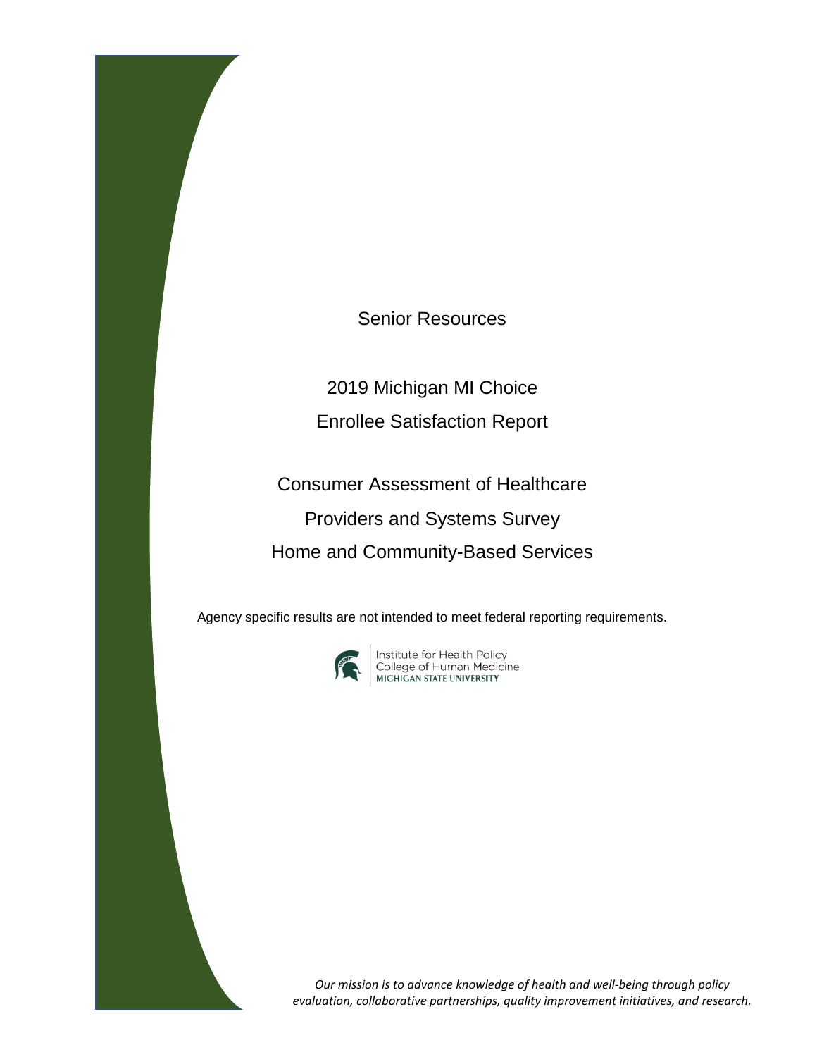# Senior Resources

## 2019 Michigan MI Choice Enrollee Satisfaction Report

## Consumer Assessment of Healthcare Providers and Systems Survey Home and Community-Based Services

Agency specific results are not intended to meet federal reporting requirements.

Institute for Health Policy
College of Human Medicine
MICHIGAN STATE UNIVERSITY

*Our mission is to advance knowledge of health and well-being through policy evaluation, collaborative partnerships, quality improvement initiatives, and research.*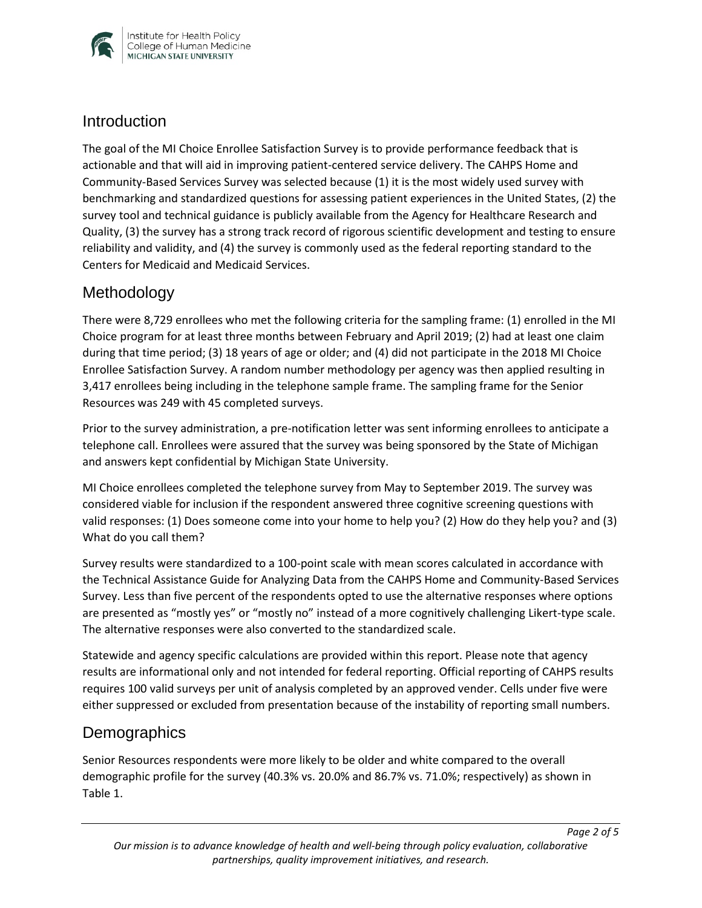## Introduction

The goal of the MI Choice Enrollee Satisfaction Survey is to provide performance feedback that is actionable and that will aid in improving patient-centered service delivery. The CAHPS Home and Community-Based Services Survey was selected because (1) it is the most widely used survey with benchmarking and standardized questions for assessing patient experiences in the United States, (2) the survey tool and technical guidance is publicly available from the Agency for Healthcare Research and Quality, (3) the survey has a strong track record of rigorous scientific development and testing to ensure reliability and validity, and (4) the survey is commonly used as the federal reporting standard to the Centers for Medicaid and Medicaid Services.

## Methodology

There were 8,729 enrollees who met the following criteria for the sampling frame: (1) enrolled in the MI Choice program for at least three months between February and April 2019; (2) had at least one claim during that time period; (3) 18 years of age or older; and (4) did not participate in the 2018 MI Choice Enrollee Satisfaction Survey. A random number methodology per agency was then applied resulting in 3,417 enrollees being including in the telephone sample frame. The sampling frame for the Senior Resources was 249 with 45 completed surveys.

Prior to the survey administration, a pre-notification letter was sent informing enrollees to anticipate a telephone call. Enrollees were assured that the survey was being sponsored by the State of Michigan and answers kept confidential by Michigan State University.

MI Choice enrollees completed the telephone survey from May to September 2019. The survey was considered viable for inclusion if the respondent answered three cognitive screening questions with valid responses: (1) Does someone come into your home to help you? (2) How do they help you? and (3) What do you call them?

Survey results were standardized to a 100-point scale with mean scores calculated in accordance with the Technical Assistance Guide for Analyzing Data from the CAHPS Home and Community-Based Services Survey. Less than five percent of the respondents opted to use the alternative responses where options are presented as "mostly yes" or "mostly no" instead of a more cognitively challenging Likert-type scale. The alternative responses were also converted to the standardized scale.

Statewide and agency specific calculations are provided within this report. Please note that agency results are informational only and not intended for federal reporting. Official reporting of CAHPS results requires 100 valid surveys per unit of analysis completed by an approved vender. Cells under five were either suppressed or excluded from presentation because of the instability of reporting small numbers.

## Demographics

Senior Resources respondents were more likely to be older and white compared to the overall demographic profile for the survey (40.3% vs. 20.0% and 86.7% vs. 71.0%; respectively) as shown in Table 1.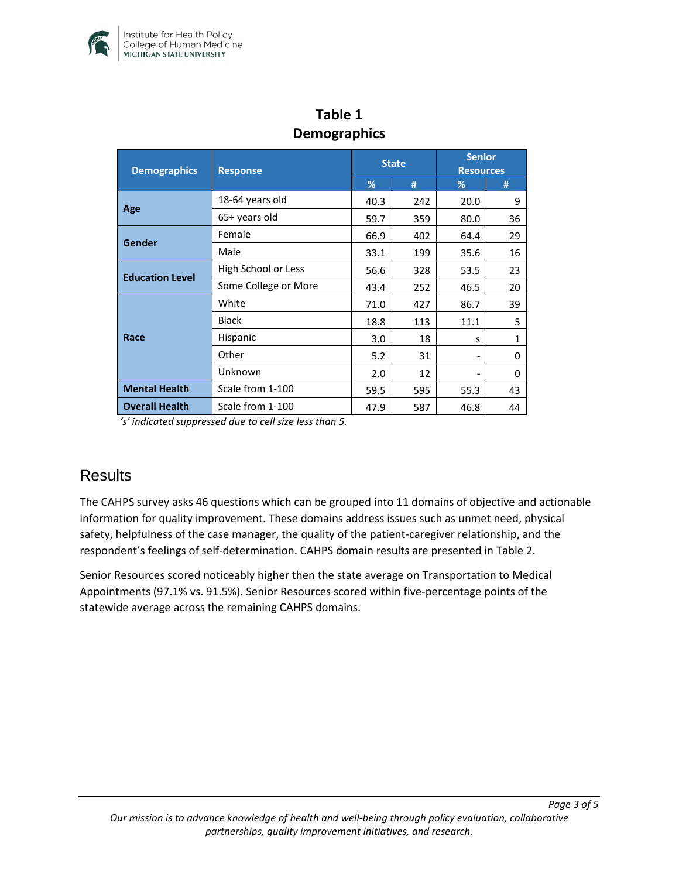# Table 1
## Demographics

| Demographics | Response | State | | Senior Resources | |
|---|---|---|---|---|---|
| | | % | # | % | # |
| **Age** | 18-64 years old | 40.3 | 242 | 20.0 | 9 |
| | 65+ years old | 59.7 | 359 | 80.0 | 36 |
| **Gender** | Female | 66.9 | 402 | 64.4 | 29 |
| | Male | 33.1 | 199 | 35.6 | 16 |
| **Education Level** | High School or Less | 56.6 | 328 | 53.5 | 23 |
| | Some College or More | 43.4 | 252 | 46.5 | 20 |
| **Race** | White | 71.0 | 427 | 86.7 | 39 |
| | Black | 18.8 | 113 | 11.1 | 5 |
| | Hispanic | 3.0 | 18 | s | 1 |
| | Other | 5.2 | 31 | - | 0 |
| | Unknown | 2.0 | 12 | - | 0 |
| **Mental Health** | Scale from 1-100 | 59.5 | 595 | 55.3 | 43 |
| **Overall Health** | Scale from 1-100 | 47.9 | 587 | 46.8 | 44 |

*'s' indicated suppressed due to cell size less than 5.*

## Results

The CAHPS survey asks 46 questions which can be grouped into 11 domains of objective and actionable information for quality improvement. These domains address issues such as unmet need, physical safety, helpfulness of the case manager, the quality of the patient-caregiver relationship, and the respondent's feelings of self-determination. CAHPS domain results are presented in Table 2.

Senior Resources scored noticeably higher then the state average on Transportation to Medical Appointments (97.1% vs. 91.5%). Senior Resources scored within five-percentage points of the statewide average across the remaining CAHPS domains.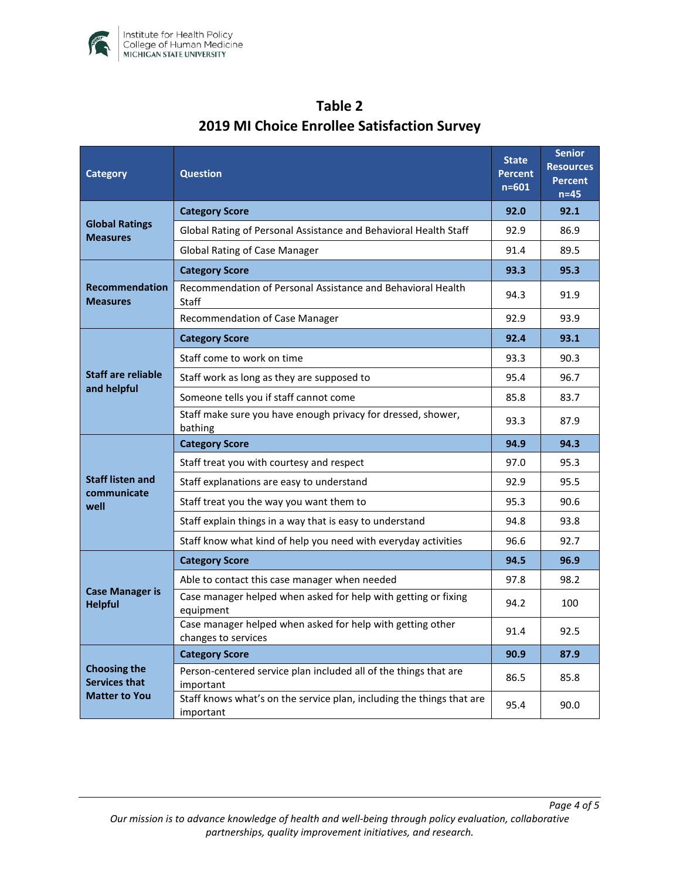## Table 2
## 2019 MI Choice Enrollee Satisfaction Survey

| Category | Question | State Percent n=601 | Senior Resources Percent n=45 |
|---|---|---|---|
| Global Ratings Measures | **Category Score** | **92.0** | **92.1** |
| | Global Rating of Personal Assistance and Behavioral Health Staff | 92.9 | 86.9 |
| | Global Rating of Case Manager | 91.4 | 89.5 |
| Recommendation Measures | **Category Score** | **93.3** | **95.3** |
| | Recommendation of Personal Assistance and Behavioral Health Staff | 94.3 | 91.9 |
| | Recommendation of Case Manager | 92.9 | 93.9 |
| Staff are reliable and helpful | **Category Score** | **92.4** | **93.1** |
| | Staff come to work on time | 93.3 | 90.3 |
| | Staff work as long as they are supposed to | 95.4 | 96.7 |
| | Someone tells you if staff cannot come | 85.8 | 83.7 |
| | Staff make sure you have enough privacy for dressed, shower, bathing | 93.3 | 87.9 |
| Staff listen and communicate well | **Category Score** | **94.9** | **94.3** |
| | Staff treat you with courtesy and respect | 97.0 | 95.3 |
| | Staff explanations are easy to understand | 92.9 | 95.5 |
| | Staff treat you the way you want them to | 95.3 | 90.6 |
| | Staff explain things in a way that is easy to understand | 94.8 | 93.8 |
| | Staff know what kind of help you need with everyday activities | 96.6 | 92.7 |
| Case Manager is Helpful | **Category Score** | **94.5** | **96.9** |
| | Able to contact this case manager when needed | 97.8 | 98.2 |
| | Case manager helped when asked for help with getting or fixing equipment | 94.2 | 100 |
| | Case manager helped when asked for help with getting other changes to services | 91.4 | 92.5 |
| Choosing the Services that Matter to You | **Category Score** | **90.9** | **87.9** |
| | Person-centered service plan included all of the things that are important | 86.5 | 85.8 |
| | Staff knows what's on the service plan, including the things that are important | 95.4 | 90.0 |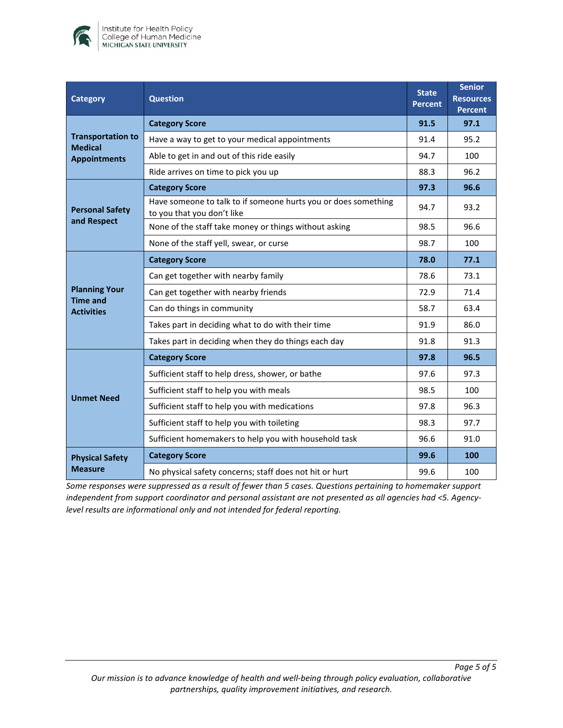| Category | Question | State Percent | Senior Resources Percent |
|---|---|---|---|
| **Transportation to Medical Appointments** | **Category Score** | **91.5** | **97.1** |
| | Have a way to get to your medical appointments | 91.4 | 95.2 |
| | Able to get in and out of this ride easily | 94.7 | 100 |
| | Ride arrives on time to pick you up | 88.3 | 96.2 |
| **Personal Safety and Respect** | **Category Score** | **97.3** | **96.6** |
| | Have someone to talk to if someone hurts you or does something to you that you don't like | 94.7 | 93.2 |
| | None of the staff take money or things without asking | 98.5 | 96.6 |
| | None of the staff yell, swear, or curse | 98.7 | 100 |
| **Planning Your Time and Activities** | **Category Score** | **78.0** | **77.1** |
| | Can get together with nearby family | 78.6 | 73.1 |
| | Can get together with nearby friends | 72.9 | 71.4 |
| | Can do things in community | 58.7 | 63.4 |
| | Takes part in deciding what to do with their time | 91.9 | 86.0 |
| | Takes part in deciding when they do things each day | 91.8 | 91.3 |
| **Unmet Need** | **Category Score** | **97.8** | **96.5** |
| | Sufficient staff to help dress, shower, or bathe | 97.6 | 97.3 |
| | Sufficient staff to help you with meals | 98.5 | 100 |
| | Sufficient staff to help you with medications | 97.8 | 96.3 |
| | Sufficient staff to help you with toileting | 98.3 | 97.7 |
| | Sufficient homemakers to help you with household task | 96.6 | 91.0 |
| **Physical Safety Measure** | **Category Score** | **99.6** | **100** |
| | No physical safety concerns; staff does not hit or hurt | 99.6 | 100 |

*Some responses were suppressed as a result of fewer than 5 cases. Questions pertaining to homemaker support independent from support coordinator and personal assistant are not presented as all agencies had <5. Agency-level results are informational only and not intended for federal reporting.*